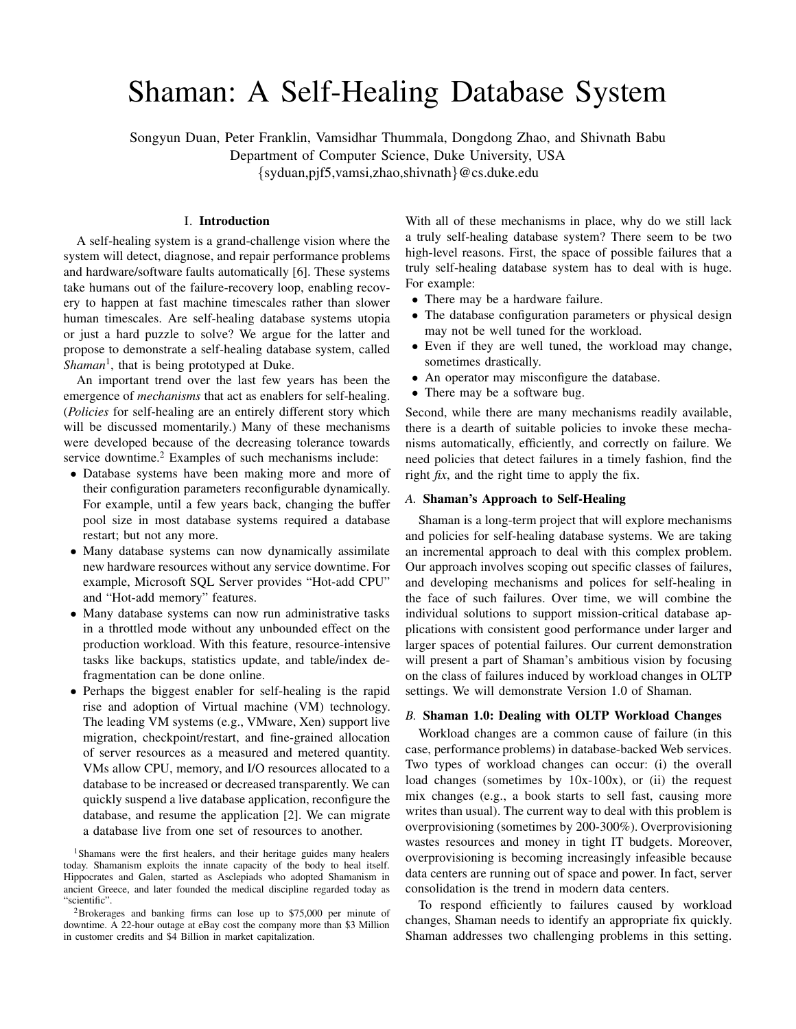# Shaman: A Self-Healing Database System

Songyun Duan, Peter Franklin, Vamsidhar Thummala, Dongdong Zhao, and Shivnath Babu
Department of Computer Science, Duke University, USA
{syduan,pjf5,vamsi,zhao,shivnath}@cs.duke.edu

## I. Introduction

A self-healing system is a grand-challenge vision where the system will detect, diagnose, and repair performance problems and hardware/software faults automatically [6]. These systems take humans out of the failure-recovery loop, enabling recovery to happen at fast machine timescales rather than slower human timescales. Are self-healing database systems utopia or just a hard puzzle to solve? We argue for the latter and propose to demonstrate a self-healing database system, called *Shaman*[1], that is being prototyped at Duke.

An important trend over the last few years has been the emergence of *mechanisms* that act as enablers for self-healing. (*Policies* for self-healing are an entirely different story which will be discussed momentarily.) Many of these mechanisms were developed because of the decreasing tolerance towards service downtime.[2] Examples of such mechanisms include:

- Database systems have been making more and more of their configuration parameters reconfigurable dynamically. For example, until a few years back, changing the buffer pool size in most database systems required a database restart; but not any more.
- Many database systems can now dynamically assimilate new hardware resources without any service downtime. For example, Microsoft SQL Server provides "Hot-add CPU" and "Hot-add memory" features.
- Many database systems can now run administrative tasks in a throttled mode without any unbounded effect on the production workload. With this feature, resource-intensive tasks like backups, statistics update, and table/index defragmentation can be done online.
- Perhaps the biggest enabler for self-healing is the rapid rise and adoption of Virtual machine (VM) technology. The leading VM systems (e.g., VMware, Xen) support live migration, checkpoint/restart, and fine-grained allocation of server resources as a measured and metered quantity. VMs allow CPU, memory, and I/O resources allocated to a database to be increased or decreased transparently. We can quickly suspend a live database application, reconfigure the database, and resume the application [2]. We can migrate a database live from one set of resources to another.

With all of these mechanisms in place, why do we still lack a truly self-healing database system? There seem to be two high-level reasons. First, the space of possible failures that a truly self-healing database system has to deal with is huge. For example:

- There may be a hardware failure.
- The database configuration parameters or physical design may not be well tuned for the workload.
- Even if they are well tuned, the workload may change, sometimes drastically.
- An operator may misconfigure the database.
- There may be a software bug.

Second, while there are many mechanisms readily available, there is a dearth of suitable policies to invoke these mechanisms automatically, efficiently, and correctly on failure. We need policies that detect failures in a timely fashion, find the right *fix*, and the right time to apply the fix.

### A. Shaman's Approach to Self-Healing

Shaman is a long-term project that will explore mechanisms and policies for self-healing database systems. We are taking an incremental approach to deal with this complex problem. Our approach involves scoping out specific classes of failures, and developing mechanisms and polices for self-healing in the face of such failures. Over time, we will combine the individual solutions to support mission-critical database applications with consistent good performance under larger and larger spaces of potential failures. Our current demonstration will present a part of Shaman's ambitious vision by focusing on the class of failures induced by workload changes in OLTP settings. We will demonstrate Version 1.0 of Shaman.

### B. Shaman 1.0: Dealing with OLTP Workload Changes

Workload changes are a common cause of failure (in this case, performance problems) in database-backed Web services. Two types of workload changes can occur: (i) the overall load changes (sometimes by 10x-100x), or (ii) the request mix changes (e.g., a book starts to sell fast, causing more writes than usual). The current way to deal with this problem is overprovisioning (sometimes by 200-300%). Overprovisioning wastes resources and money in tight IT budgets. Moreover, overprovisioning is becoming increasingly infeasible because data centers are running out of space and power. In fact, server consolidation is the trend in modern data centers.

To respond efficiently to failures caused by workload changes, Shaman needs to identify an appropriate fix quickly. Shaman addresses two challenging problems in this setting.

---

[1] Shamans were the first healers, and their heritage guides many healers today. Shamanism exploits the innate capacity of the body to heal itself. Hippocrates and Galen, started as Asclepiads who adopted Shamanism in ancient Greece, and later founded the medical discipline regarded today as "scientific".

[2] Brokerages and banking firms can lose up to \$75,000 per minute of downtime. A 22-hour outage at eBay cost the company more than \$3 Million in customer credits and \$4 Billion in market capitalization.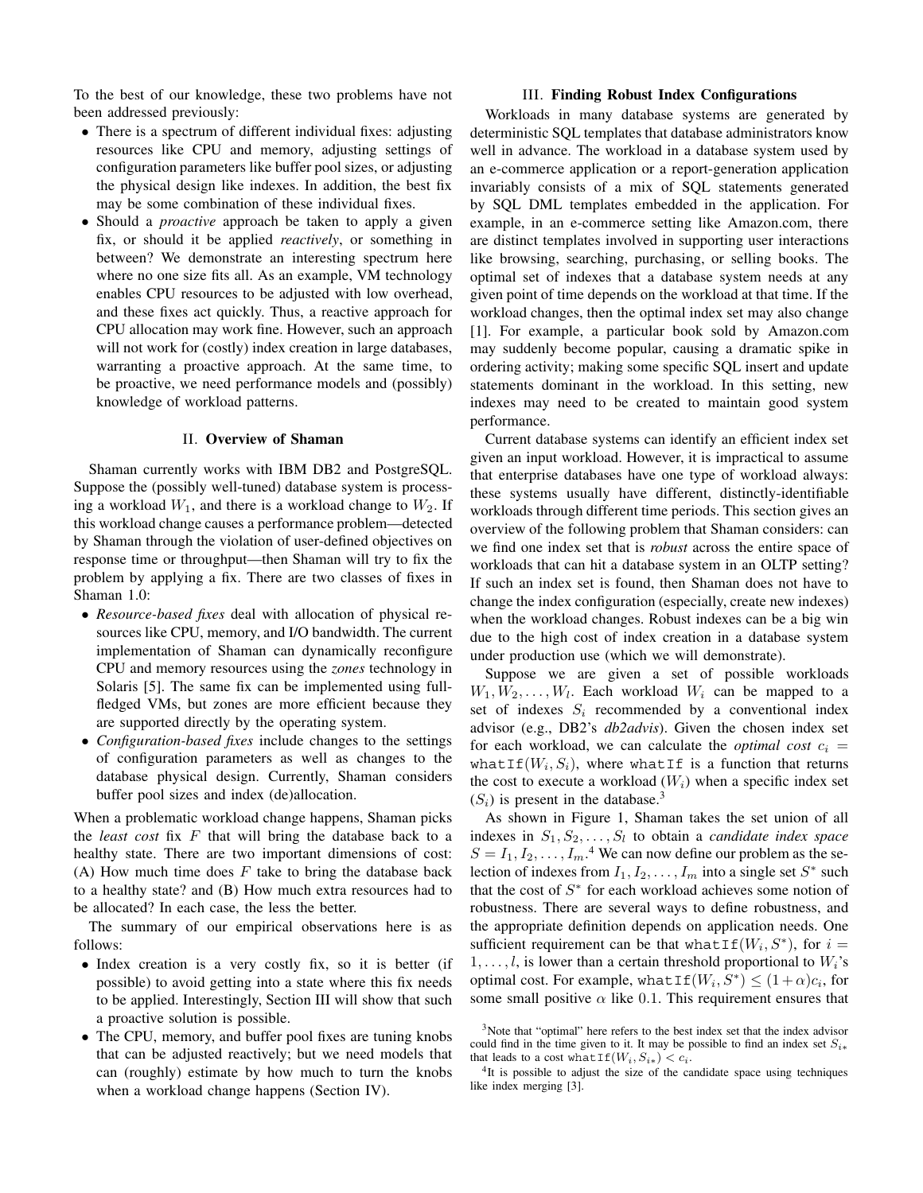To the best of our knowledge, these two problems have not been addressed previously:

- There is a spectrum of different individual fixes: adjusting resources like CPU and memory, adjusting settings of configuration parameters like buffer pool sizes, or adjusting the physical design like indexes. In addition, the best fix may be some combination of these individual fixes.
- Should a *proactive* approach be taken to apply a given fix, or should it be applied *reactively*, or something in between? We demonstrate an interesting spectrum here where no one size fits all. As an example, VM technology enables CPU resources to be adjusted with low overhead, and these fixes act quickly. Thus, a reactive approach for CPU allocation may work fine. However, such an approach will not work for (costly) index creation in large databases, warranting a proactive approach. At the same time, to be proactive, we need performance models and (possibly) knowledge of workload patterns.

## II. Overview of Shaman

Shaman currently works with IBM DB2 and PostgreSQL. Suppose the (possibly well-tuned) database system is processing a workload $W_1$, and there is a workload change to $W_2$. If this workload change causes a performance problem—detected by Shaman through the violation of user-defined objectives on response time or throughput—then Shaman will try to fix the problem by applying a fix. There are two classes of fixes in Shaman 1.0:

- *Resource-based fixes* deal with allocation of physical resources like CPU, memory, and I/O bandwidth. The current implementation of Shaman can dynamically reconfigure CPU and memory resources using the *zones* technology in Solaris [5]. The same fix can be implemented using full-fledged VMs, but zones are more efficient because they are supported directly by the operating system.
- *Configuration-based fixes* include changes to the settings of configuration parameters as well as changes to the database physical design. Currently, Shaman considers buffer pool sizes and index (de)allocation.

When a problematic workload change happens, Shaman picks the *least cost* fix $F$ that will bring the database back to a healthy state. There are two important dimensions of cost: (A) How much time does $F$ take to bring the database back to a healthy state? and (B) How much extra resources had to be allocated? In each case, the less the better.

The summary of our empirical observations here is as follows:

- Index creation is a very costly fix, so it is better (if possible) to avoid getting into a state where this fix needs to be applied. Interestingly, Section III will show that such a proactive solution is possible.
- The CPU, memory, and buffer pool fixes are tuning knobs that can be adjusted reactively; but we need models that can (roughly) estimate by how much to turn the knobs when a workload change happens (Section IV).

## III. Finding Robust Index Configurations

Workloads in many database systems are generated by deterministic SQL templates that database administrators know well in advance. The workload in a database system used by an e-commerce application or a report-generation application invariably consists of a mix of SQL statements generated by SQL DML templates embedded in the application. For example, in an e-commerce setting like Amazon.com, there are distinct templates involved in supporting user interactions like browsing, searching, purchasing, or selling books. The optimal set of indexes that a database system needs at any given point of time depends on the workload at that time. If the workload changes, then the optimal index set may also change [1]. For example, a particular book sold by Amazon.com may suddenly become popular, causing a dramatic spike in ordering activity; making some specific SQL insert and update statements dominant in the workload. In this setting, new indexes may need to be created to maintain good system performance.

Current database systems can identify an efficient index set given an input workload. However, it is impractical to assume that enterprise databases have one type of workload always: these systems usually have different, distinctly-identifiable workloads through different time periods. This section gives an overview of the following problem that Shaman considers: can we find one index set that is *robust* across the entire space of workloads that can hit a database system in an OLTP setting? If such an index set is found, then Shaman does not have to change the index configuration (especially, create new indexes) when the workload changes. Robust indexes can be a big win due to the high cost of index creation in a database system under production use (which we will demonstrate).

Suppose we are given a set of possible workloads $W_1, W_2, \ldots, W_l$. Each workload $W_i$ can be mapped to a set of indexes $S_i$ recommended by a conventional index advisor (e.g., DB2's *db2advis*). Given the chosen index set for each workload, we can calculate the *optimal cost* $c_i = \texttt{whatIf}(W_i, S_i)$, where whatIf is a function that returns the cost to execute a workload ($W_i$) when a specific index set ($S_i$) is present in the database.[3]

As shown in Figure 1, Shaman takes the set union of all indexes in $S_1, S_2, \ldots, S_l$ to obtain a *candidate index space* $S = I_1, I_2, \ldots, I_m$.[4] We can now define our problem as the selection of indexes from $I_1, I_2, \ldots, I_m$ into a single set $S^*$ such that the cost of $S^*$ for each workload achieves some notion of robustness. There are several ways to define robustness, and the appropriate definition depends on application needs. One sufficient requirement can be that $\texttt{whatIf}(W_i, S^*)$, for $i = 1, \ldots, l$, is lower than a certain threshold proportional to $W_i$'s optimal cost. For example, $\texttt{whatIf}(W_i, S^*) \leq (1+\alpha)c_i$, for some small positive $\alpha$ like 0.1. This requirement ensures that

[3] Note that "optimal" here refers to the best index set that the index advisor could find in the time given to it. It may be possible to find an index set $S_{i*}$ that leads to a cost $\texttt{whatIf}(W_i, S_{i*}) < c_i$.

[4] It is possible to adjust the size of the candidate space using techniques like index merging [3].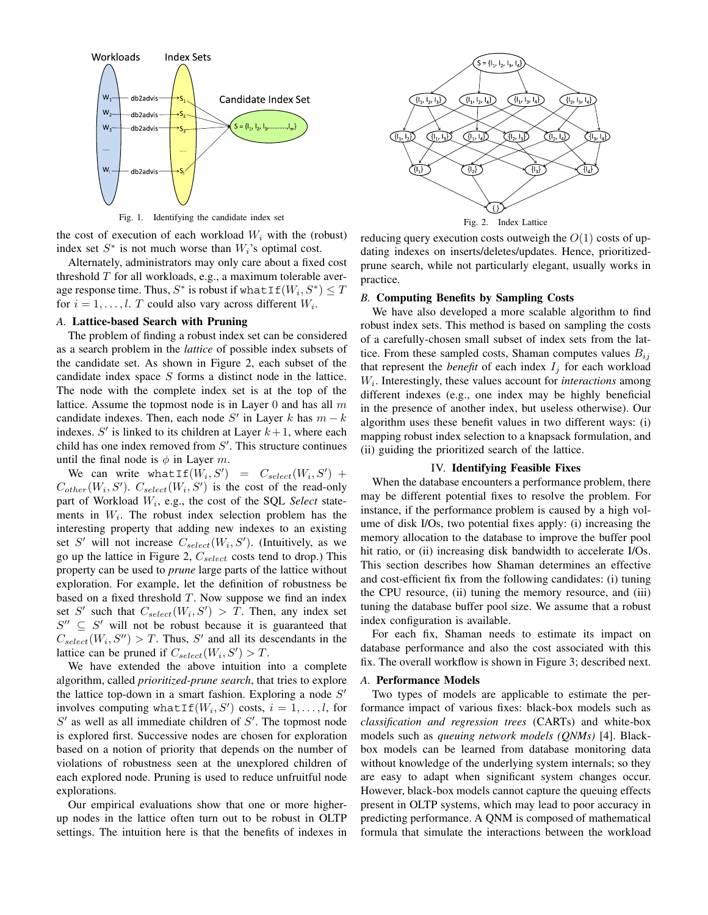Workloads

Index Sets

Candidate Index Set

$W_1$ db2advis $S_1$

$W_2$ db2advis $S_2$

$W_3$ db2advis $S_3$

$W_l$ db2advis $S_l$

$S = \{I_1, I_2, I_3, \ldots, I_m\}$

Fig. 1. Identifying the candidate index set

the cost of execution of each workload $W_i$ with the (robust) index set $S^*$ is not much worse than $W_i$'s optimal cost.

Alternately, administrators may only care about a fixed cost threshold $T$ for all workloads, e.g., a maximum tolerable average response time. Thus, $S^*$ is robust if $\texttt{whatIf}(W_i, S^*) \leq T$ for $i = 1, \ldots, l$. $T$ could also vary across different $W_i$.

### A. Lattice-based Search with Pruning

The problem of finding a robust index set can be considered as a search problem in the *lattice* of possible index subsets of the candidate set. As shown in Figure 2, each subset of the candidate index space $S$ forms a distinct node in the lattice. The node with the complete index set is at the top of the lattice. Assume the topmost node is in Layer 0 and has all $m$ candidate indexes. Then, each node $S'$ in Layer $k$ has $m-k$ indexes. $S'$ is linked to its children at Layer $k+1$, where each child has one index removed from $S'$. This structure continues until the final node is $\phi$ in Layer $m$.

We can write $\texttt{whatIf}(W_i, S') = C_{select}(W_i, S') + C_{other}(W_i, S')$. $C_{select}(W_i, S')$ is the cost of the read-only part of Workload $W_i$, e.g., the cost of the SQL *Select* statements in $W_i$. The robust index selection problem has the interesting property that adding new indexes to an existing set $S'$ will not increase $C_{select}(W_i, S')$. (Intuitively, as we go up the lattice in Figure 2, $C_{select}$ costs tend to drop.) This property can be used to *prune* large parts of the lattice without exploration. For example, let the definition of robustness be based on a fixed threshold $T$. Now suppose we find an index set $S'$ such that $C_{select}(W_i, S') > T$. Then, any index set $S'' \subseteq S'$ will not be robust because it is guaranteed that $C_{select}(W_i, S'') > T$. Thus, $S'$ and all its descendants in the lattice can be pruned if $C_{select}(W_i, S') > T$.

We have extended the above intuition into a complete algorithm, called *prioritized-prune search*, that tries to explore the lattice top-down in a smart fashion. Exploring a node $S'$ involves computing $\texttt{whatIf}(W_i, S')$ costs, $i = 1, \ldots, l$, for $S'$ as well as all immediate children of $S'$. The topmost node is explored first. Successive nodes are chosen for exploration based on a notion of priority that depends on the number of violations of robustness seen at the unexplored children of each explored node. Pruning is used to reduce unfruitful node explorations.

Our empirical evaluations show that one or more higher-up nodes in the lattice often turn out to be robust in OLTP settings. The intuition here is that the benefits of indexes in

$S = \{I_1, I_2, I_3, I_4\}$

$\{I_1, I_2, I_3\}$ $\{I_1, I_2, I_4\}$ $\{I_1, I_3, I_4\}$ $\{I_2, I_3, I_4\}$

$\{I_1, I_2\}$ $\{I_1, I_3\}$ $\{I_1, I_4\}$ $\{I_2, I_3\}$ $\{I_2, I_4\}$ $\{I_3, I_4\}$

$\{I_1\}$ $\{I_2\}$ $\{I_3\}$ $\{I_4\}$

{ }

Fig. 2. Index Lattice

reducing query execution costs outweigh the $O(1)$ costs of updating indexes on inserts/deletes/updates. Hence, prioritized-prune search, while not particularly elegant, usually works in practice.

### B. Computing Benefits by Sampling Costs

We have also developed a more scalable algorithm to find robust index sets. This method is based on sampling the costs of a carefully-chosen small subset of index sets from the lattice. From these sampled costs, Shaman computes values $B_{ij}$ that represent the *benefit* of each index $I_j$ for each workload $W_i$. Interestingly, these values account for *interactions* among different indexes (e.g., one index may be highly beneficial in the presence of another index, but useless otherwise). Our algorithm uses these benefit values in two different ways: (i) mapping robust index selection to a knapsack formulation, and (ii) guiding the prioritized search of the lattice.

## IV. Identifying Feasible Fixes

When the database encounters a performance problem, there may be different potential fixes to resolve the problem. For instance, if the performance problem is caused by a high volume of disk I/Os, two potential fixes apply: (i) increasing the memory allocation to the database to improve the buffer pool hit ratio, or (ii) increasing disk bandwidth to accelerate I/Os. This section describes how Shaman determines an effective and cost-efficient fix from the following candidates: (i) tuning the CPU resource, (ii) tuning the memory resource, and (iii) tuning the database buffer pool size. We assume that a robust index configuration is available.

For each fix, Shaman needs to estimate its impact on database performance and also the cost associated with this fix. The overall workflow is shown in Figure 3; described next.

### A. Performance Models

Two types of models are applicable to estimate the performance impact of various fixes: black-box models such as *classification and regression trees* (CARTs) and white-box models such as *queuing network models (QNMs)* [4]. Black-box models can be learned from database monitoring data without knowledge of the underlying system internals; so they are easy to adapt when significant system changes occur. However, black-box models cannot capture the queuing effects present in OLTP systems, which may lead to poor accuracy in predicting performance. A QNM is composed of mathematical formula that simulate the interactions between the workload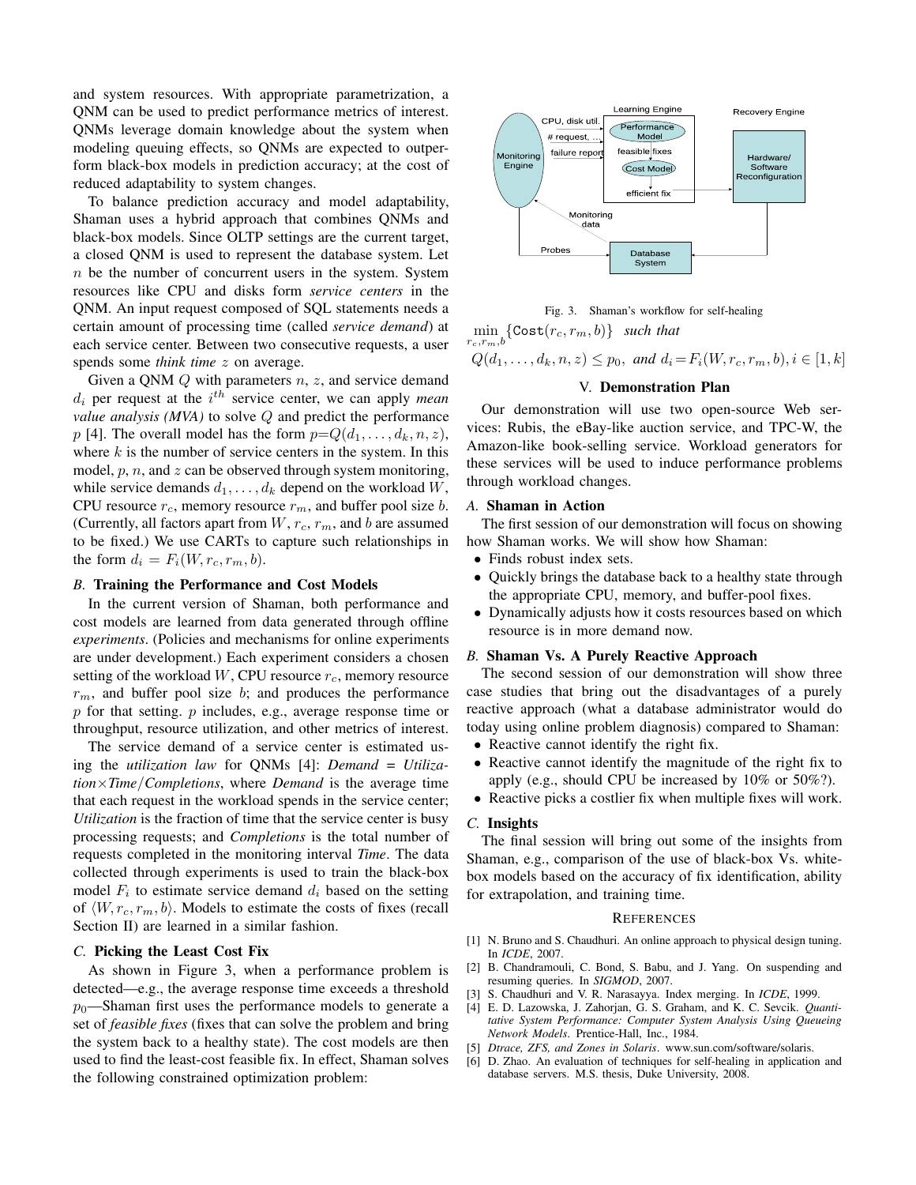and system resources. With appropriate parametrization, a QNM can be used to predict performance metrics of interest. QNMs leverage domain knowledge about the system when modeling queuing effects, so QNMs are expected to outperform black-box models in prediction accuracy; at the cost of reduced adaptability to system changes.

To balance prediction accuracy and model adaptability, Shaman uses a hybrid approach that combines QNMs and black-box models. Since OLTP settings are the current target, a closed QNM is used to represent the database system. Let $n$ be the number of concurrent users in the system. System resources like CPU and disks form *service centers* in the QNM. An input request composed of SQL statements needs a certain amount of processing time (called *service demand*) at each service center. Between two consecutive requests, a user spends some *think time* $z$ on average.

Given a QNM $Q$ with parameters $n$, $z$, and service demand $d_i$ per request at the $i^{th}$ service center, we can apply *mean value analysis (MVA)* to solve $Q$ and predict the performance $p$ [4]. The overall model has the form $p = Q(d_1, \ldots, d_k, n, z)$, where $k$ is the number of service centers in the system. In this model, $p$, $n$, and $z$ can be observed through system monitoring, while service demands $d_1, \ldots, d_k$ depend on the workload $W$, CPU resource $r_c$, memory resource $r_m$, and buffer pool size $b$. (Currently, all factors apart from $W$, $r_c$, $r_m$, and $b$ are assumed to be fixed.) We use CARTs to capture such relationships in the form $d_i = F_i(W, r_c, r_m, b)$.

### B. Training the Performance and Cost Models

In the current version of Shaman, both performance and cost models are learned from data generated through offline *experiments*. (Policies and mechanisms for online experiments are under development.) Each experiment considers a chosen setting of the workload $W$, CPU resource $r_c$, memory resource $r_m$, and buffer pool size $b$; and produces the performance $p$ for that setting. $p$ includes, e.g., average response time or throughput, resource utilization, and other metrics of interest.

The service demand of a service center is estimated using the *utilization law* for QNMs [4]: *Demand = Utilization$\times$Time/Completions*, where *Demand* is the average time that each request in the workload spends in the service center; *Utilization* is the fraction of time that the service center is busy processing requests; and *Completions* is the total number of requests completed in the monitoring interval *Time*. The data collected through experiments is used to train the black-box model $F_i$ to estimate service demand $d_i$ based on the setting of $\langle W, r_c, r_m, b \rangle$. Models to estimate the costs of fixes (recall Section II) are learned in a similar fashion.

### C. Picking the Least Cost Fix

As shown in Figure 3, when a performance problem is detected—e.g., the average response time exceeds a threshold $p_0$—Shaman first uses the performance models to generate a set of *feasible fixes* (fixes that can solve the problem and bring the system back to a healthy state). The cost models are then used to find the least-cost feasible fix. In effect, Shaman solves the following constrained optimization problem:

Learning Engine
Recovery Engine
CPU, disk util.
# request, ...
failure report
Performance Model
feasible fixes
Cost Model
efficient fix
Monitoring Engine
Hardware/ Software Reconfiguration
Monitoring data
Probes
Database System

Fig. 3. Shaman's workflow for self-healing

$$\min_{r_c, r_m, b} \{\texttt{Cost}(r_c, r_m, b)\} \quad \textit{such that}$$
$$Q(d_1, \ldots, d_k, n, z) \leq p_0, \ \textit{and} \ d_i = F_i(W, r_c, r_m, b), i \in [1, k]$$

## V. Demonstration Plan

Our demonstration will use two open-source Web services: Rubis, the eBay-like auction service, and TPC-W, the Amazon-like book-selling service. Workload generators for these services will be used to induce performance problems through workload changes.

### A. Shaman in Action

The first session of our demonstration will focus on showing how Shaman works. We will show how Shaman:

- Finds robust index sets.
- Quickly brings the database back to a healthy state through the appropriate CPU, memory, and buffer-pool fixes.
- Dynamically adjusts how it costs resources based on which resource is in more demand now.

### B. Shaman Vs. A Purely Reactive Approach

The second session of our demonstration will show three case studies that bring out the disadvantages of a purely reactive approach (what a database administrator would do today using online problem diagnosis) compared to Shaman:

- Reactive cannot identify the right fix.
- Reactive cannot identify the magnitude of the right fix to apply (e.g., should CPU be increased by 10% or 50%?).
- Reactive picks a costlier fix when multiple fixes will work.

### C. Insights

The final session will bring out some of the insights from Shaman, e.g., comparison of the use of black-box Vs. white-box models based on the accuracy of fix identification, ability for extrapolation, and training time.

## References

[1] N. Bruno and S. Chaudhuri. An online approach to physical design tuning. In *ICDE*, 2007.

[2] B. Chandramouli, C. Bond, S. Babu, and J. Yang. On suspending and resuming queries. In *SIGMOD*, 2007.

[3] S. Chaudhuri and V. R. Narasayya. Index merging. In *ICDE*, 1999.

[4] E. D. Lazowska, J. Zahorjan, G. S. Graham, and K. C. Sevcik. *Quantitative System Performance: Computer System Analysis Using Queueing Network Models*. Prentice-Hall, Inc., 1984.

[5] *Dtrace, ZFS, and Zones in Solaris*. www.sun.com/software/solaris.

[6] D. Zhao. An evaluation of techniques for self-healing in application and database servers. M.S. thesis, Duke University, 2008.